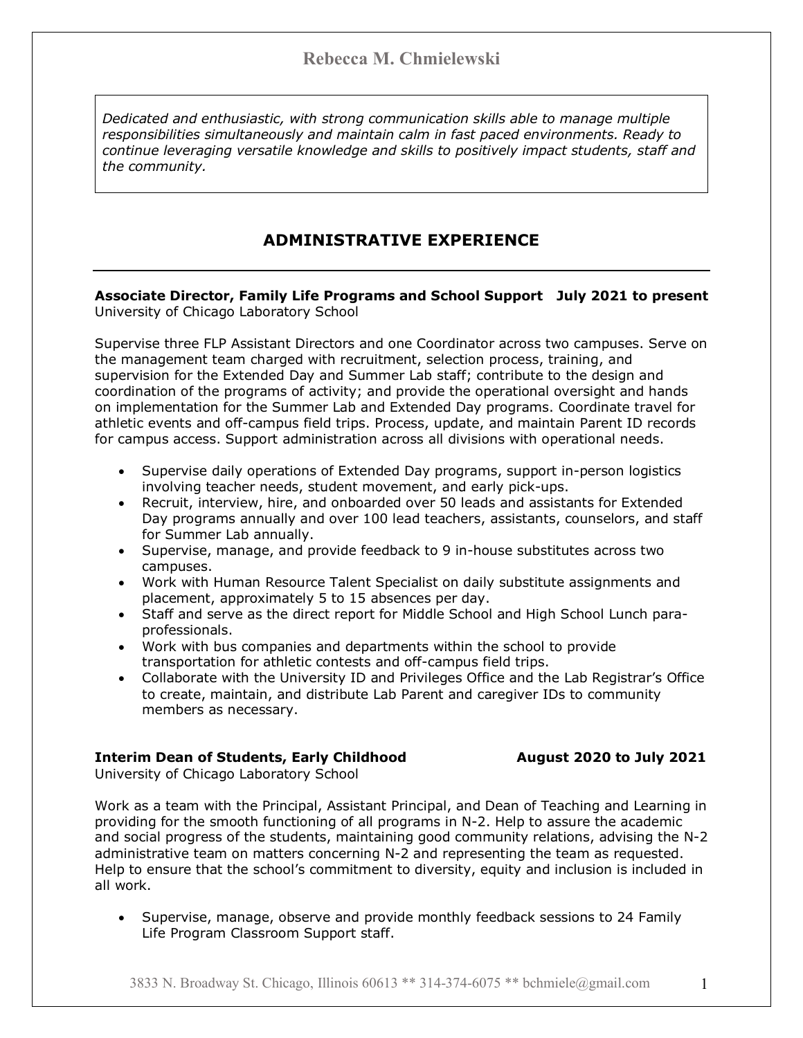# Rebecca M. Chmielewski

*Dedicated and enthusiastic, with strong communication skills able to manage multiple responsibilities simultaneously and maintain calm in fast paced environments. Ready to continue leveraging versatile knowledge and skills to positively impact students, staff and the community.*

## ADMINISTRATIVE EXPERIENCE

**Associate Director, Family Life Programs and School Support July 2021 to present**
University of Chicago Laboratory School

Supervise three FLP Assistant Directors and one Coordinator across two campuses. Serve on the management team charged with recruitment, selection process, training, and supervision for the Extended Day and Summer Lab staff; contribute to the design and coordination of the programs of activity; and provide the operational oversight and hands on implementation for the Summer Lab and Extended Day programs. Coordinate travel for athletic events and off-campus field trips. Process, update, and maintain Parent ID records for campus access. Support administration across all divisions with operational needs.

- Supervise daily operations of Extended Day programs, support in-person logistics involving teacher needs, student movement, and early pick-ups.
- Recruit, interview, hire, and onboarded over 50 leads and assistants for Extended Day programs annually and over 100 lead teachers, assistants, counselors, and staff for Summer Lab annually.
- Supervise, manage, and provide feedback to 9 in-house substitutes across two campuses.
- Work with Human Resource Talent Specialist on daily substitute assignments and placement, approximately 5 to 15 absences per day.
- Staff and serve as the direct report for Middle School and High School Lunch para-professionals.
- Work with bus companies and departments within the school to provide transportation for athletic contests and off-campus field trips.
- Collaborate with the University ID and Privileges Office and the Lab Registrar's Office to create, maintain, and distribute Lab Parent and caregiver IDs to community members as necessary.

**Interim Dean of Students, Early Childhood August 2020 to July 2021**
University of Chicago Laboratory School

Work as a team with the Principal, Assistant Principal, and Dean of Teaching and Learning in providing for the smooth functioning of all programs in N-2. Help to assure the academic and social progress of the students, maintaining good community relations, advising the N-2 administrative team on matters concerning N-2 and representing the team as requested. Help to ensure that the school's commitment to diversity, equity and inclusion is included in all work.

- Supervise, manage, observe and provide monthly feedback sessions to 24 Family Life Program Classroom Support staff.

3833 N. Broadway St. Chicago, Illinois 60613 ** 314-374-6075 ** bchmiele@gmail.com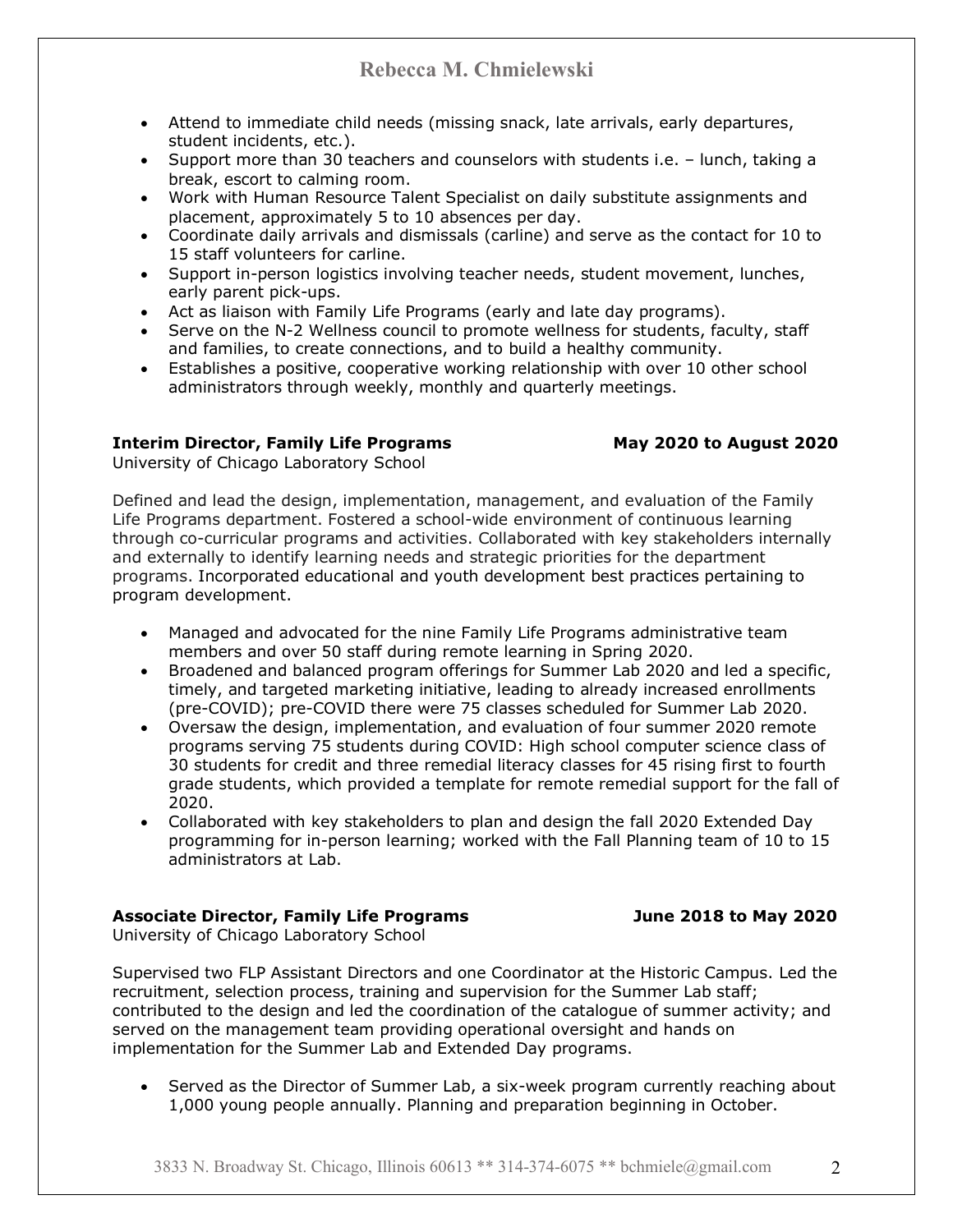- Attend to immediate child needs (missing snack, late arrivals, early departures, student incidents, etc.).
- Support more than 30 teachers and counselors with students i.e. – lunch, taking a break, escort to calming room.
- Work with Human Resource Talent Specialist on daily substitute assignments and placement, approximately 5 to 10 absences per day.
- Coordinate daily arrivals and dismissals (carline) and serve as the contact for 10 to 15 staff volunteers for carline.
- Support in-person logistics involving teacher needs, student movement, lunches, early parent pick-ups.
- Act as liaison with Family Life Programs (early and late day programs).
- Serve on the N-2 Wellness council to promote wellness for students, faculty, staff and families, to create connections, and to build a healthy community.
- Establishes a positive, cooperative working relationship with over 10 other school administrators through weekly, monthly and quarterly meetings.

**Interim Director, Family Life Programs** **May 2020 to August 2020**
University of Chicago Laboratory School

Defined and lead the design, implementation, management, and evaluation of the Family Life Programs department. Fostered a school-wide environment of continuous learning through co-curricular programs and activities. Collaborated with key stakeholders internally and externally to identify learning needs and strategic priorities for the department programs. Incorporated educational and youth development best practices pertaining to program development.

- Managed and advocated for the nine Family Life Programs administrative team members and over 50 staff during remote learning in Spring 2020.
- Broadened and balanced program offerings for Summer Lab 2020 and led a specific, timely, and targeted marketing initiative, leading to already increased enrollments (pre-COVID); pre-COVID there were 75 classes scheduled for Summer Lab 2020.
- Oversaw the design, implementation, and evaluation of four summer 2020 remote programs serving 75 students during COVID: High school computer science class of 30 students for credit and three remedial literacy classes for 45 rising first to fourth grade students, which provided a template for remote remedial support for the fall of 2020.
- Collaborated with key stakeholders to plan and design the fall 2020 Extended Day programming for in-person learning; worked with the Fall Planning team of 10 to 15 administrators at Lab.

**Associate Director, Family Life Programs** **June 2018 to May 2020**
University of Chicago Laboratory School

Supervised two FLP Assistant Directors and one Coordinator at the Historic Campus. Led the recruitment, selection process, training and supervision for the Summer Lab staff; contributed to the design and led the coordination of the catalogue of summer activity; and served on the management team providing operational oversight and hands on implementation for the Summer Lab and Extended Day programs.

- Served as the Director of Summer Lab, a six-week program currently reaching about 1,000 young people annually. Planning and preparation beginning in October.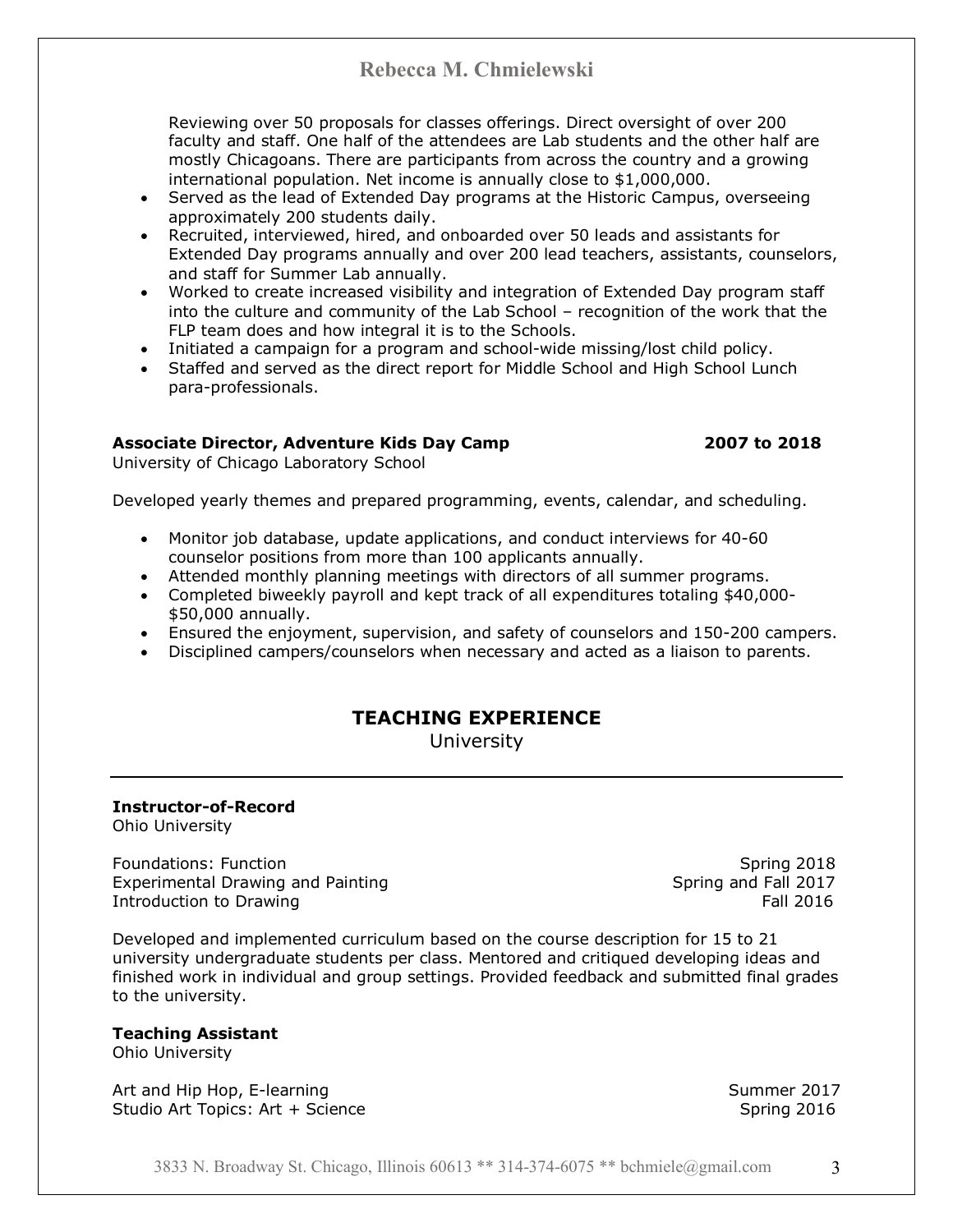Reviewing over 50 proposals for classes offerings. Direct oversight of over 200 faculty and staff. One half of the attendees are Lab students and the other half are mostly Chicagoans. There are participants from across the country and a growing international population. Net income is annually close to $1,000,000.

- Served as the lead of Extended Day programs at the Historic Campus, overseeing approximately 200 students daily.
- Recruited, interviewed, hired, and onboarded over 50 leads and assistants for Extended Day programs annually and over 200 lead teachers, assistants, counselors, and staff for Summer Lab annually.
- Worked to create increased visibility and integration of Extended Day program staff into the culture and community of the Lab School – recognition of the work that the FLP team does and how integral it is to the Schools.
- Initiated a campaign for a program and school-wide missing/lost child policy.
- Staffed and served as the direct report for Middle School and High School Lunch para-professionals.

**Associate Director, Adventure Kids Day Camp** — **2007 to 2018**
University of Chicago Laboratory School

Developed yearly themes and prepared programming, events, calendar, and scheduling.

- Monitor job database, update applications, and conduct interviews for 40-60 counselor positions from more than 100 applicants annually.
- Attended monthly planning meetings with directors of all summer programs.
- Completed biweekly payroll and kept track of all expenditures totaling $40,000-$50,000 annually.
- Ensured the enjoyment, supervision, and safety of counselors and 150-200 campers.
- Disciplined campers/counselors when necessary and acted as a liaison to parents.

## TEACHING EXPERIENCE

University

---

**Instructor-of-Record**
Ohio University

Foundations: Function — Spring 2018
Experimental Drawing and Painting — Spring and Fall 2017
Introduction to Drawing — Fall 2016

Developed and implemented curriculum based on the course description for 15 to 21 university undergraduate students per class. Mentored and critiqued developing ideas and finished work in individual and group settings. Provided feedback and submitted final grades to the university.

**Teaching Assistant**
Ohio University

Art and Hip Hop, E-learning — Summer 2017
Studio Art Topics: Art + Science — Spring 2016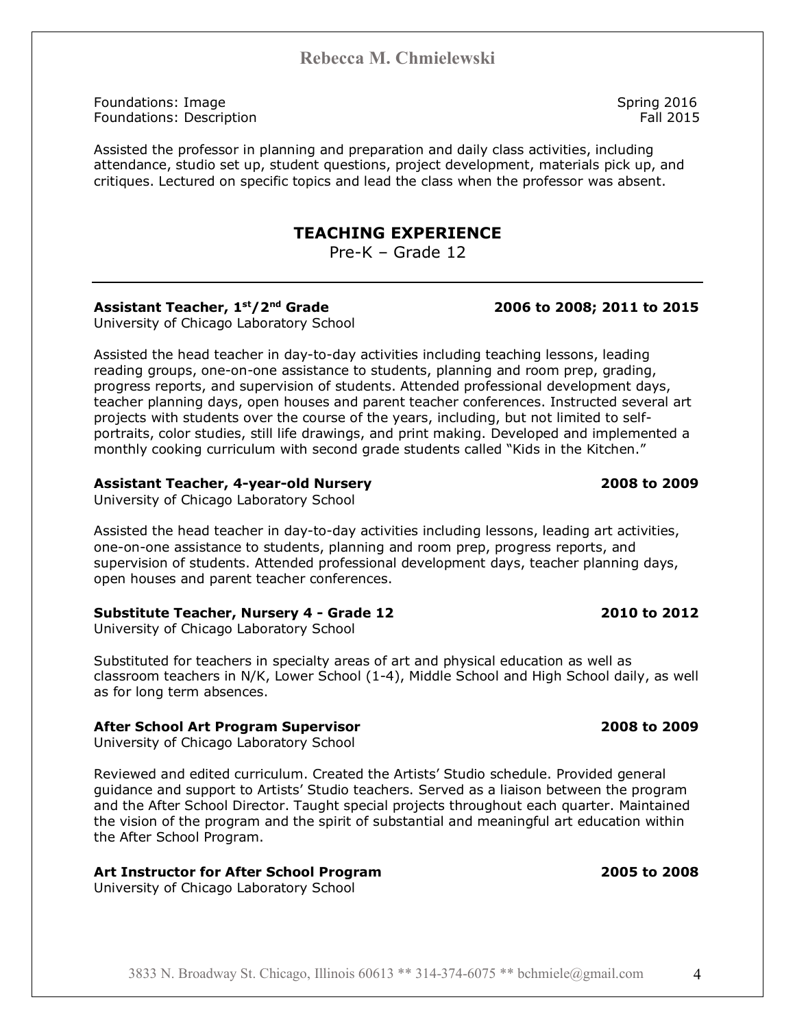Foundations: Image — Spring 2016
Foundations: Description — Fall 2015

Assisted the professor in planning and preparation and daily class activities, including attendance, studio set up, student questions, project development, materials pick up, and critiques. Lectured on specific topics and lead the class when the professor was absent.

## TEACHING EXPERIENCE

Pre-K – Grade 12

---

**Assistant Teacher, 1st/2nd Grade** — **2006 to 2008; 2011 to 2015**
University of Chicago Laboratory School

Assisted the head teacher in day-to-day activities including teaching lessons, leading reading groups, one-on-one assistance to students, planning and room prep, grading, progress reports, and supervision of students. Attended professional development days, teacher planning days, open houses and parent teacher conferences. Instructed several art projects with students over the course of the years, including, but not limited to self-portraits, color studies, still life drawings, and print making. Developed and implemented a monthly cooking curriculum with second grade students called "Kids in the Kitchen."

**Assistant Teacher, 4-year-old Nursery** — **2008 to 2009**
University of Chicago Laboratory School

Assisted the head teacher in day-to-day activities including lessons, leading art activities, one-on-one assistance to students, planning and room prep, progress reports, and supervision of students. Attended professional development days, teacher planning days, open houses and parent teacher conferences.

**Substitute Teacher, Nursery 4 - Grade 12** — **2010 to 2012**
University of Chicago Laboratory School

Substituted for teachers in specialty areas of art and physical education as well as classroom teachers in N/K, Lower School (1-4), Middle School and High School daily, as well as for long term absences.

**After School Art Program Supervisor** — **2008 to 2009**
University of Chicago Laboratory School

Reviewed and edited curriculum. Created the Artists' Studio schedule. Provided general guidance and support to Artists' Studio teachers. Served as a liaison between the program and the After School Director. Taught special projects throughout each quarter. Maintained the vision of the program and the spirit of substantial and meaningful art education within the After School Program.

**Art Instructor for After School Program** — **2005 to 2008**
University of Chicago Laboratory School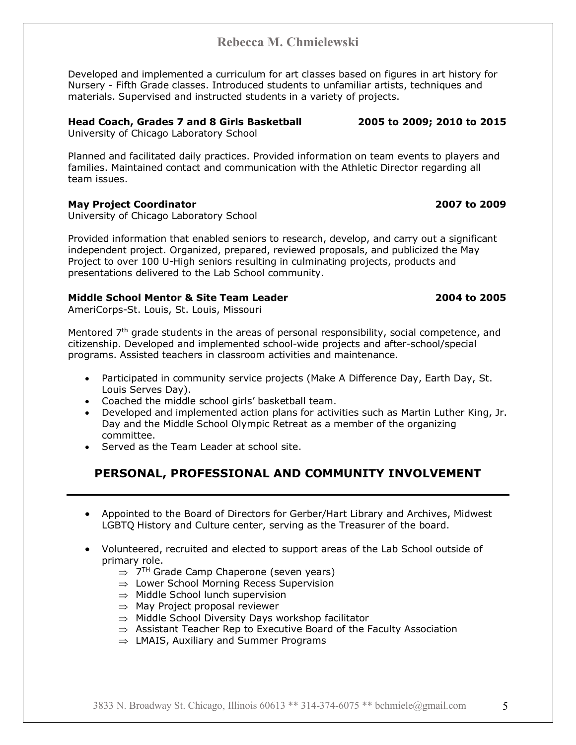Developed and implemented a curriculum for art classes based on figures in art history for Nursery - Fifth Grade classes. Introduced students to unfamiliar artists, techniques and materials. Supervised and instructed students in a variety of projects.

**Head Coach, Grades 7 and 8 Girls Basketball** **2005 to 2009; 2010 to 2015**
University of Chicago Laboratory School

Planned and facilitated daily practices. Provided information on team events to players and families. Maintained contact and communication with the Athletic Director regarding all team issues.

**May Project Coordinator** **2007 to 2009**
University of Chicago Laboratory School

Provided information that enabled seniors to research, develop, and carry out a significant independent project. Organized, prepared, reviewed proposals, and publicized the May Project to over 100 U-High seniors resulting in culminating projects, products and presentations delivered to the Lab School community.

**Middle School Mentor & Site Team Leader** **2004 to 2005**
AmeriCorps-St. Louis, St. Louis, Missouri

Mentored 7th grade students in the areas of personal responsibility, social competence, and citizenship. Developed and implemented school-wide projects and after-school/special programs. Assisted teachers in classroom activities and maintenance.

- Participated in community service projects (Make A Difference Day, Earth Day, St. Louis Serves Day).
- Coached the middle school girls' basketball team.
- Developed and implemented action plans for activities such as Martin Luther King, Jr. Day and the Middle School Olympic Retreat as a member of the organizing committee.
- Served as the Team Leader at school site.

## PERSONAL, PROFESSIONAL AND COMMUNITY INVOLVEMENT

- Appointed to the Board of Directors for Gerber/Hart Library and Archives, Midwest LGBTQ History and Culture center, serving as the Treasurer of the board.

- Volunteered, recruited and elected to support areas of the Lab School outside of primary role.
  - ⇒ 7TH Grade Camp Chaperone (seven years)
  - ⇒ Lower School Morning Recess Supervision
  - ⇒ Middle School lunch supervision
  - ⇒ May Project proposal reviewer
  - ⇒ Middle School Diversity Days workshop facilitator
  - ⇒ Assistant Teacher Rep to Executive Board of the Faculty Association
  - ⇒ LMAIS, Auxiliary and Summer Programs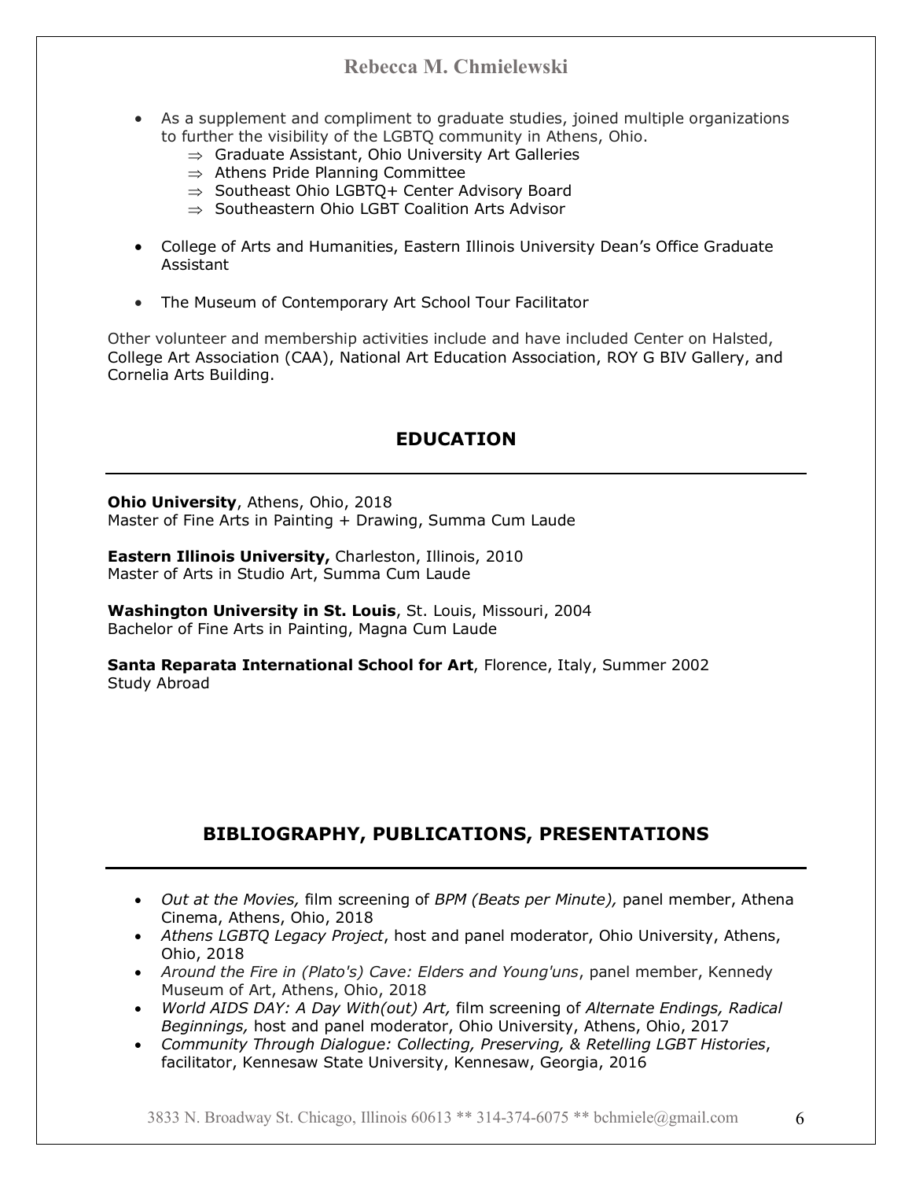- As a supplement and compliment to graduate studies, joined multiple organizations to further the visibility of the LGBTQ community in Athens, Ohio.
  - ⇒ Graduate Assistant, Ohio University Art Galleries
  - ⇒ Athens Pride Planning Committee
  - ⇒ Southeast Ohio LGBTQ+ Center Advisory Board
  - ⇒ Southeastern Ohio LGBT Coalition Arts Advisor

- College of Arts and Humanities, Eastern Illinois University Dean's Office Graduate Assistant

- The Museum of Contemporary Art School Tour Facilitator

Other volunteer and membership activities include and have included Center on Halsted, College Art Association (CAA), National Art Education Association, ROY G BIV Gallery, and Cornelia Arts Building.

## EDUCATION

**Ohio University**, Athens, Ohio, 2018
Master of Fine Arts in Painting + Drawing, Summa Cum Laude

**Eastern Illinois University,** Charleston, Illinois, 2010
Master of Arts in Studio Art, Summa Cum Laude

**Washington University in St. Louis**, St. Louis, Missouri, 2004
Bachelor of Fine Arts in Painting, Magna Cum Laude

**Santa Reparata International School for Art**, Florence, Italy, Summer 2002
Study Abroad

## BIBLIOGRAPHY, PUBLICATIONS, PRESENTATIONS

- *Out at the Movies,* film screening of *BPM (Beats per Minute),* panel member, Athena Cinema, Athens, Ohio, 2018
- *Athens LGBTQ Legacy Project*, host and panel moderator, Ohio University, Athens, Ohio, 2018
- *Around the Fire in (Plato's) Cave: Elders and Young'uns*, panel member, Kennedy Museum of Art, Athens, Ohio, 2018
- *World AIDS DAY: A Day With(out) Art,* film screening of *Alternate Endings, Radical Beginnings,* host and panel moderator, Ohio University, Athens, Ohio, 2017
- *Community Through Dialogue: Collecting, Preserving, & Retelling LGBT Histories*, facilitator, Kennesaw State University, Kennesaw, Georgia, 2016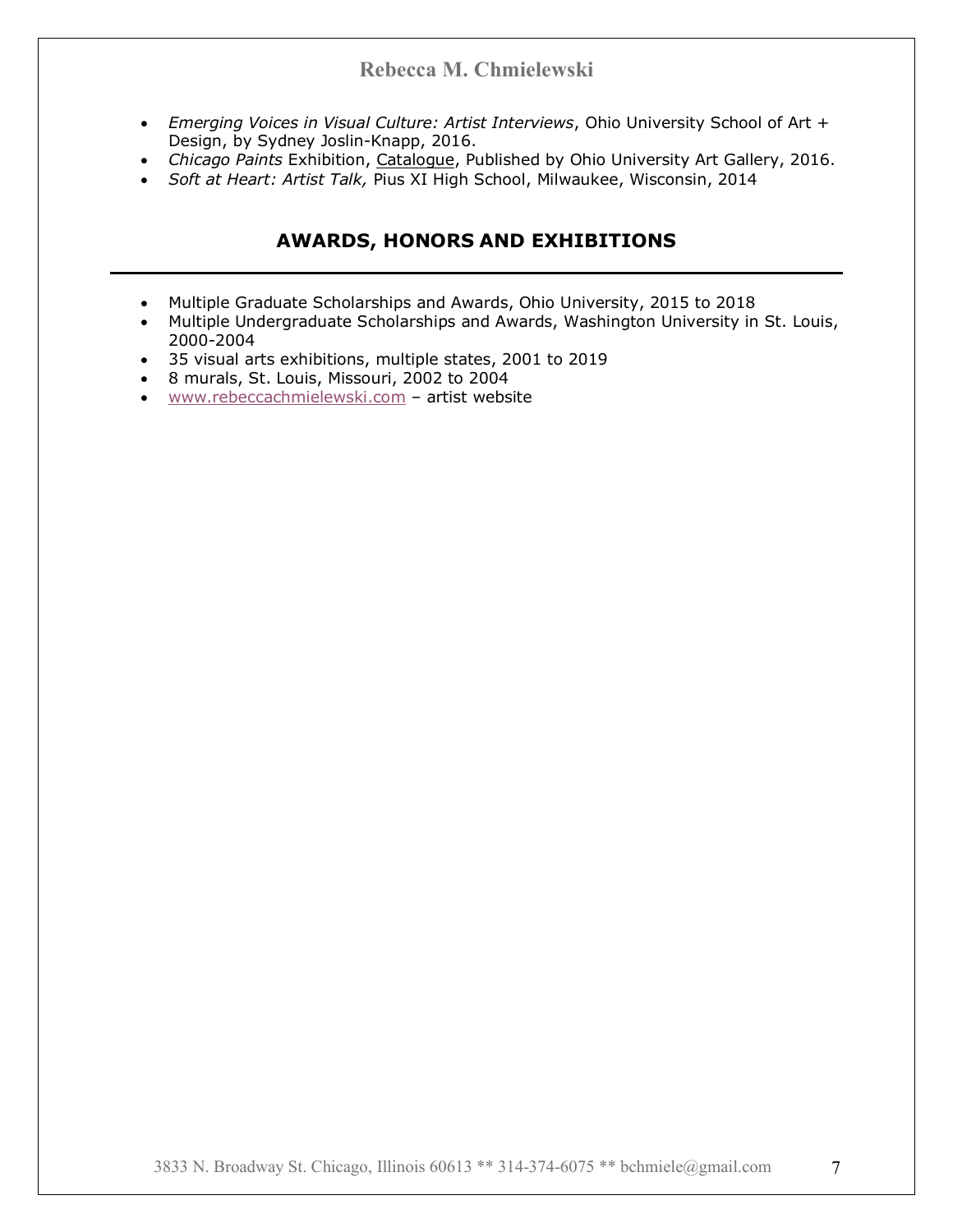- *Emerging Voices in Visual Culture: Artist Interviews*, Ohio University School of Art + Design, by Sydney Joslin-Knapp, 2016.
- *Chicago Paints* Exhibition, Catalogue, Published by Ohio University Art Gallery, 2016.
- *Soft at Heart: Artist Talk,* Pius XI High School, Milwaukee, Wisconsin, 2014

## AWARDS, HONORS AND EXHIBITIONS

- Multiple Graduate Scholarships and Awards, Ohio University, 2015 to 2018
- Multiple Undergraduate Scholarships and Awards, Washington University in St. Louis, 2000-2004
- 35 visual arts exhibitions, multiple states, 2001 to 2019
- 8 murals, St. Louis, Missouri, 2002 to 2004
- www.rebeccachmielewski.com – artist website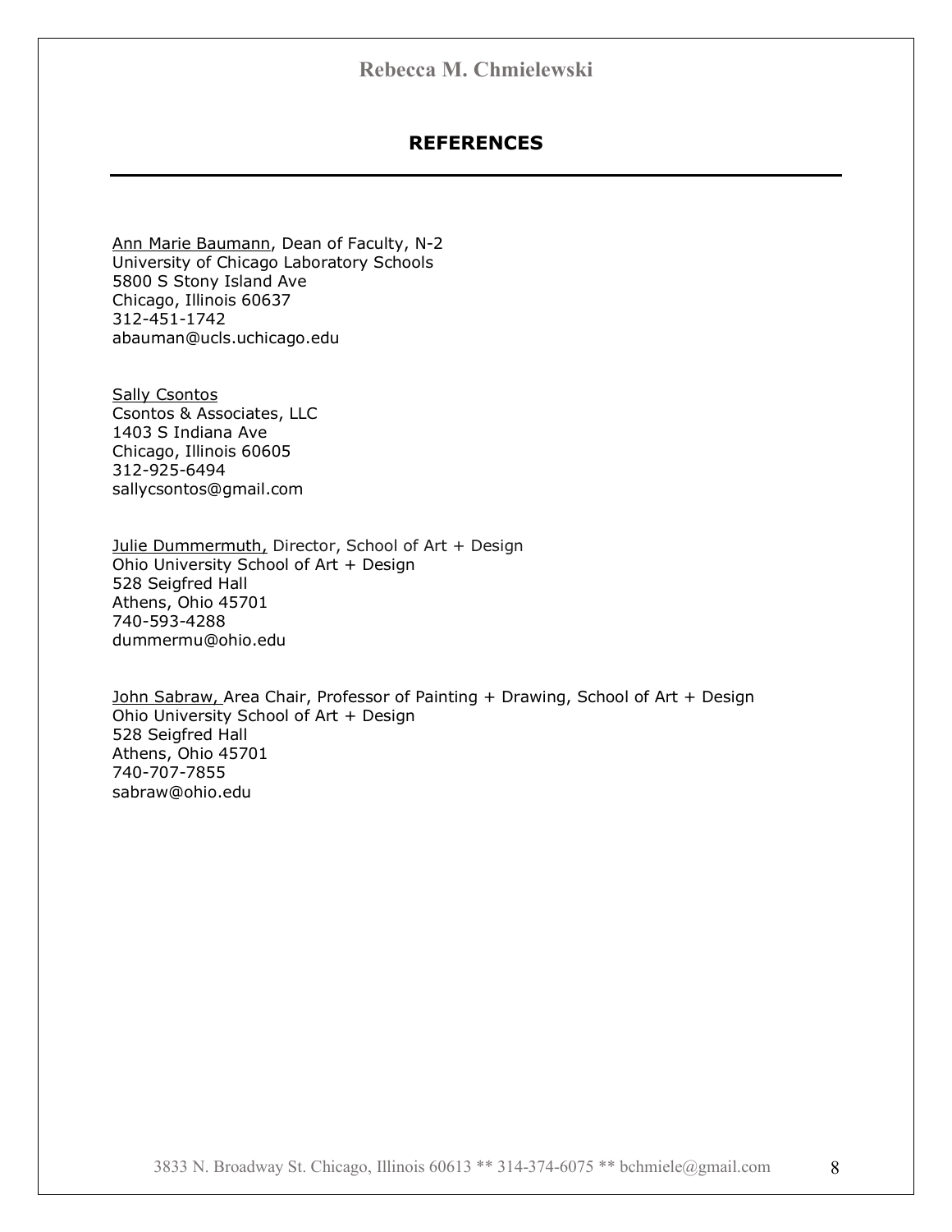## REFERENCES

Ann Marie Baumann, Dean of Faculty, N-2
University of Chicago Laboratory Schools
5800 S Stony Island Ave
Chicago, Illinois 60637
312-451-1742
abauman@ucls.uchicago.edu

Sally Csontos
Csontos & Associates, LLC
1403 S Indiana Ave
Chicago, Illinois 60605
312-925-6494
sallycsontos@gmail.com

Julie Dummermuth, Director, School of Art + Design
Ohio University School of Art + Design
528 Seigfred Hall
Athens, Ohio 45701
740-593-4288
dummermu@ohio.edu

John Sabraw, Area Chair, Professor of Painting + Drawing, School of Art + Design
Ohio University School of Art + Design
528 Seigfred Hall
Athens, Ohio 45701
740-707-7855
sabraw@ohio.edu